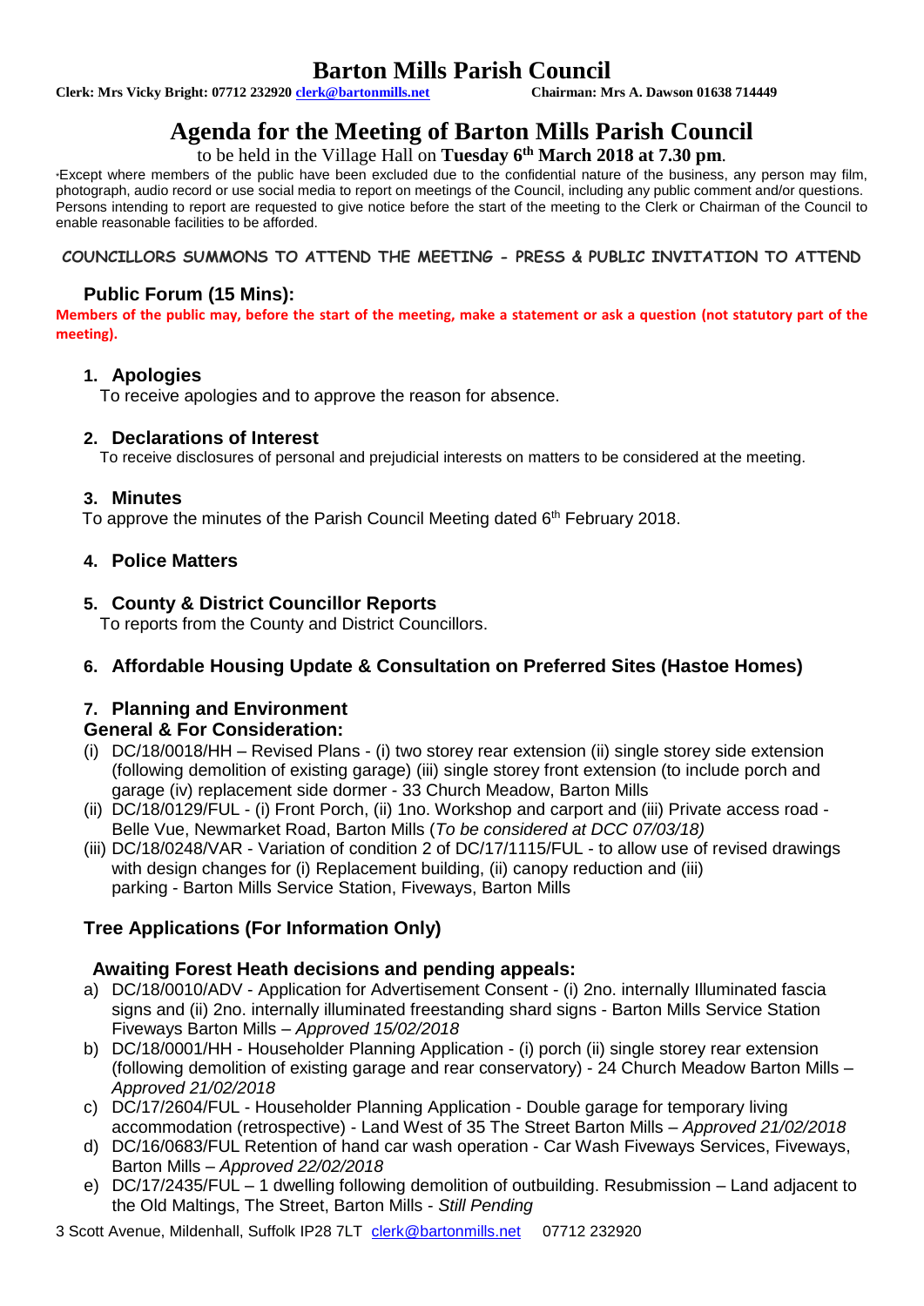# Barton Mills Parish Council

**Clerk: Mrs Vicky Bright: 07712 232920 clerk@bartonmills.net** **Chairman: Mrs A. Dawson 01638 714449**

# Agenda for the Meeting of Barton Mills Parish Council

to be held in the Village Hall on **Tuesday 6th March 2018 at 7.30 pm**.

*Except where members of the public have been excluded due to the confidential nature of the business, any person may film, photograph, audio record or use social media to report on meetings of the Council, including any public comment and/or questions. Persons intending to report are requested to give notice before the start of the meeting to the Clerk or Chairman of the Council to enable reasonable facilities to be afforded.

**COUNCILLORS SUMMONS TO ATTEND THE MEETING - PRESS & PUBLIC INVITATION TO ATTEND**

## Public Forum (15 Mins):

**Members of the public may, before the start of the meeting, make a statement or ask a question (not statutory part of the meeting).**

### 1. Apologies

To receive apologies and to approve the reason for absence.

### 2. Declarations of Interest

To receive disclosures of personal and prejudicial interests on matters to be considered at the meeting.

### 3. Minutes

To approve the minutes of the Parish Council Meeting dated 6th February 2018.

### 4. Police Matters

### 5. County & District Councillor Reports

To reports from the County and District Councillors.

### 6. Affordable Housing Update & Consultation on Preferred Sites (Hastoe Homes)

### 7. Planning and Environment

**General & For Consideration:**

(i) DC/18/0018/HH – Revised Plans - (i) two storey rear extension (ii) single storey side extension (following demolition of existing garage) (iii) single storey front extension (to include porch and garage (iv) replacement side dormer - 33 Church Meadow, Barton Mills

(ii) DC/18/0129/FUL - (i) Front Porch, (ii) 1no. Workshop and carport and (iii) Private access road - Belle Vue, Newmarket Road, Barton Mills (*To be considered at DCC 07/03/18)*

(iii) DC/18/0248/VAR - Variation of condition 2 of DC/17/1115/FUL - to allow use of revised drawings with design changes for (i) Replacement building, (ii) canopy reduction and (iii) parking - Barton Mills Service Station, Fiveways, Barton Mills

**Tree Applications (For Information Only)**

**Awaiting Forest Heath decisions and pending appeals:**

a) DC/18/0010/ADV - Application for Advertisement Consent - (i) 2no. internally Illuminated fascia signs and (ii) 2no. internally illuminated freestanding shard signs - Barton Mills Service Station Fiveways Barton Mills – *Approved 15/02/2018*

b) DC/18/0001/HH - Householder Planning Application - (i) porch (ii) single storey rear extension (following demolition of existing garage and rear conservatory) - 24 Church Meadow Barton Mills – *Approved 21/02/2018*

c) DC/17/2604/FUL - Householder Planning Application - Double garage for temporary living accommodation (retrospective) - Land West of 35 The Street Barton Mills – *Approved 21/02/2018*

d) DC/16/0683/FUL Retention of hand car wash operation - Car Wash Fiveways Services, Fiveways, Barton Mills – *Approved 22/02/2018*

e) DC/17/2435/FUL – 1 dwelling following demolition of outbuilding. Resubmission – Land adjacent to the Old Maltings, The Street, Barton Mills - *Still Pending*

3 Scott Avenue, Mildenhall, Suffolk IP28 7LT clerk@bartonmills.net 07712 232920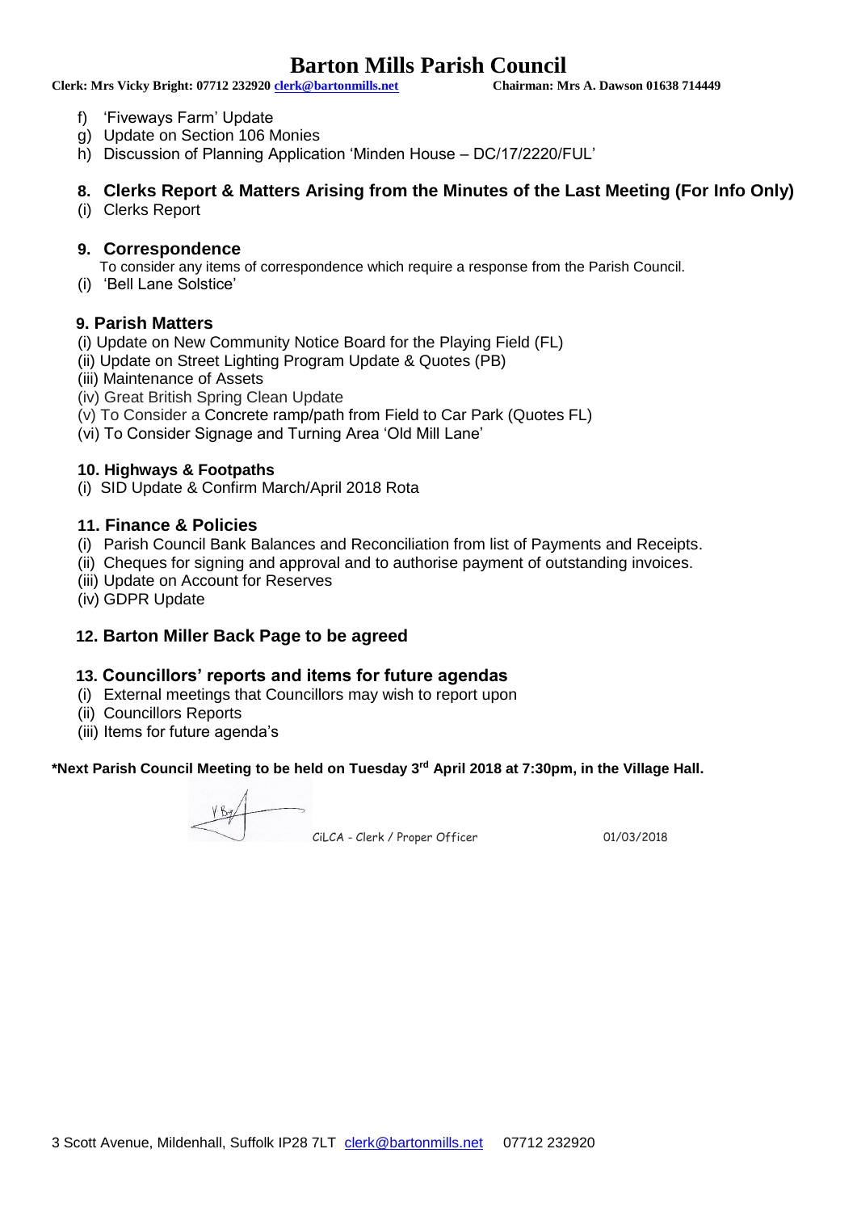# Barton Mills Parish Council

**Clerk: Mrs Vicky Bright: 07712 232920 clerk@bartonmills.net** **Chairman: Mrs A. Dawson 01638 714449**

f) 'Fiveways Farm' Update
g) Update on Section 106 Monies
h) Discussion of Planning Application 'Minden House – DC/17/2220/FUL'

### 8. Clerks Report & Matters Arising from the Minutes of the Last Meeting (For Info Only)

(i) Clerks Report

### 9. Correspondence

To consider any items of correspondence which require a response from the Parish Council.

(i) 'Bell Lane Solstice'

### 9. Parish Matters

(i) Update on New Community Notice Board for the Playing Field (FL)
(ii) Update on Street Lighting Program Update & Quotes (PB)
(iii) Maintenance of Assets
(iv) Great British Spring Clean Update
(v) To Consider a Concrete ramp/path from Field to Car Park (Quotes FL)
(vi) To Consider Signage and Turning Area 'Old Mill Lane'

### 10. Highways & Footpaths

(i) SID Update & Confirm March/April 2018 Rota

### 11. Finance & Policies

(i) Parish Council Bank Balances and Reconciliation from list of Payments and Receipts.
(ii) Cheques for signing and approval and to authorise payment of outstanding invoices.
(iii) Update on Account for Reserves
(iv) GDPR Update

### 12. Barton Miller Back Page to be agreed

### 13. Councillors' reports and items for future agendas

(i) External meetings that Councillors may wish to report upon
(ii) Councillors Reports
(iii) Items for future agenda's

**\*Next Parish Council Meeting to be held on Tuesday 3rd April 2018 at 7:30pm, in the Village Hall.**

CiLCA - Clerk / Proper Officer 01/03/2018

3 Scott Avenue, Mildenhall, Suffolk IP28 7LT clerk@bartonmills.net 07712 232920